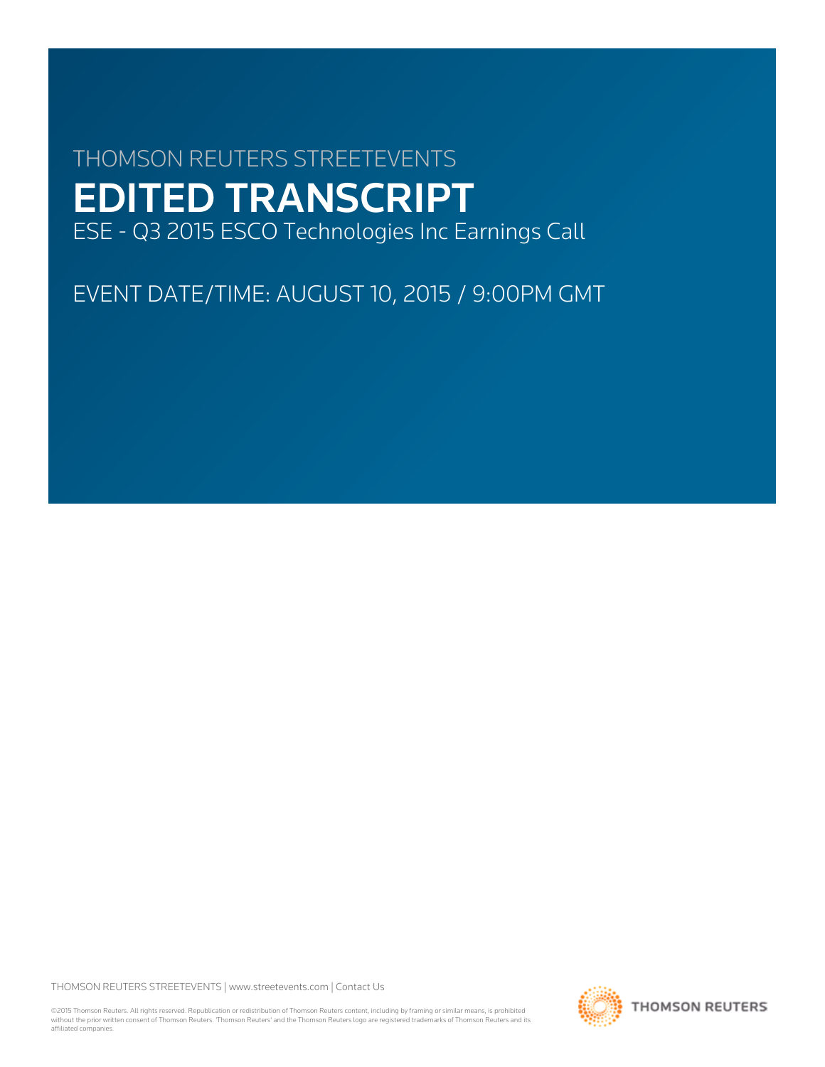THOMSON REUTERS STREETEVENTS

# EDITED TRANSCRIPT

ESE - Q3 2015 ESCO Technologies Inc Earnings Call

EVENT DATE/TIME: AUGUST 10, 2015 / 9:00PM GMT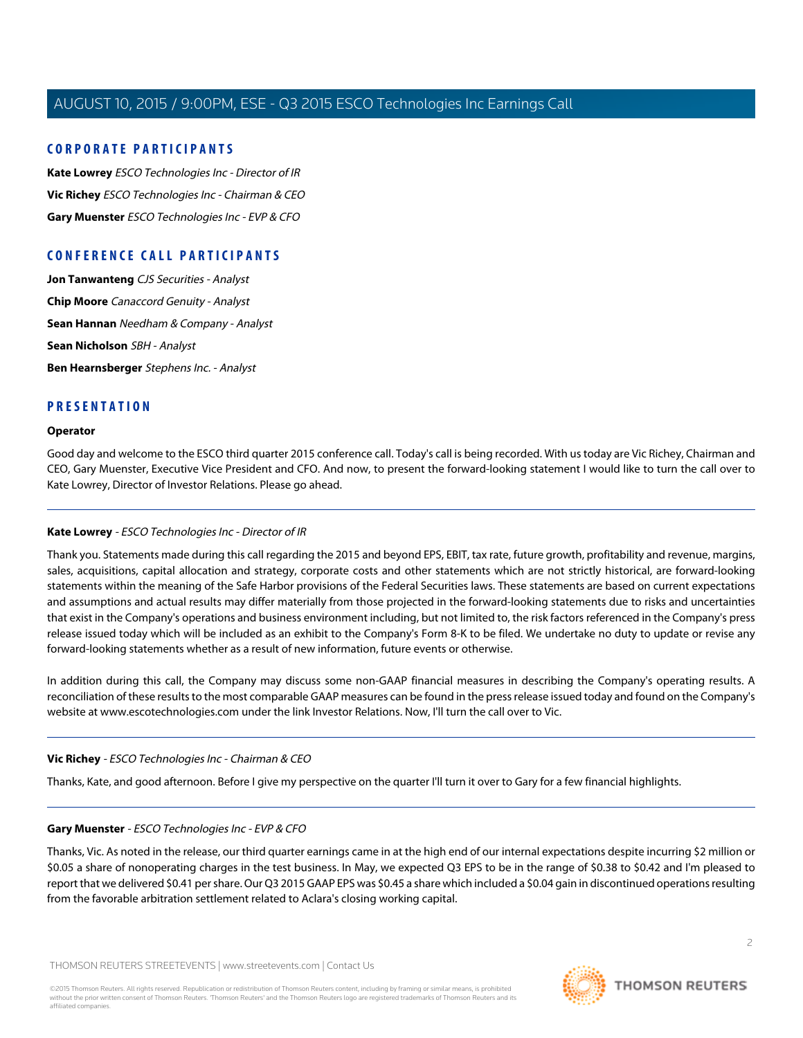## CORPORATE PARTICIPANTS

**Kate Lowrey** *ESCO Technologies Inc - Director of IR*

**Vic Richey** *ESCO Technologies Inc - Chairman & CEO*

**Gary Muenster** *ESCO Technologies Inc - EVP & CFO*

## CONFERENCE CALL PARTICIPANTS

**Jon Tanwanteng** *CJS Securities - Analyst*

**Chip Moore** *Canaccord Genuity - Analyst*

**Sean Hannan** *Needham & Company - Analyst*

**Sean Nicholson** *SBH - Analyst*

**Ben Hearnsberger** *Stephens Inc. - Analyst*

## PRESENTATION

**Operator**

Good day and welcome to the ESCO third quarter 2015 conference call. Today's call is being recorded. With us today are Vic Richey, Chairman and CEO, Gary Muenster, Executive Vice President and CFO. And now, to present the forward-looking statement I would like to turn the call over to Kate Lowrey, Director of Investor Relations. Please go ahead.

---

**Kate Lowrey** - *ESCO Technologies Inc - Director of IR*

Thank you. Statements made during this call regarding the 2015 and beyond EPS, EBIT, tax rate, future growth, profitability and revenue, margins, sales, acquisitions, capital allocation and strategy, corporate costs and other statements which are not strictly historical, are forward-looking statements within the meaning of the Safe Harbor provisions of the Federal Securities laws. These statements are based on current expectations and assumptions and actual results may differ materially from those projected in the forward-looking statements due to risks and uncertainties that exist in the Company's operations and business environment including, but not limited to, the risk factors referenced in the Company's press release issued today which will be included as an exhibit to the Company's Form 8-K to be filed. We undertake no duty to update or revise any forward-looking statements whether as a result of new information, future events or otherwise.

In addition during this call, the Company may discuss some non-GAAP financial measures in describing the Company's operating results. A reconciliation of these results to the most comparable GAAP measures can be found in the press release issued today and found on the Company's website at www.escotechnologies.com under the link Investor Relations. Now, I'll turn the call over to Vic.

---

**Vic Richey** - *ESCO Technologies Inc - Chairman & CEO*

Thanks, Kate, and good afternoon. Before I give my perspective on the quarter I'll turn it over to Gary for a few financial highlights.

---

**Gary Muenster** - *ESCO Technologies Inc - EVP & CFO*

Thanks, Vic. As noted in the release, our third quarter earnings came in at the high end of our internal expectations despite incurring $2 million or $0.05 a share of nonoperating charges in the test business. In May, we expected Q3 EPS to be in the range of $0.38 to $0.42 and I'm pleased to report that we delivered $0.41 per share. Our Q3 2015 GAAP EPS was $0.45 a share which included a $0.04 gain in discontinued operations resulting from the favorable arbitration settlement related to Aclara's closing working capital.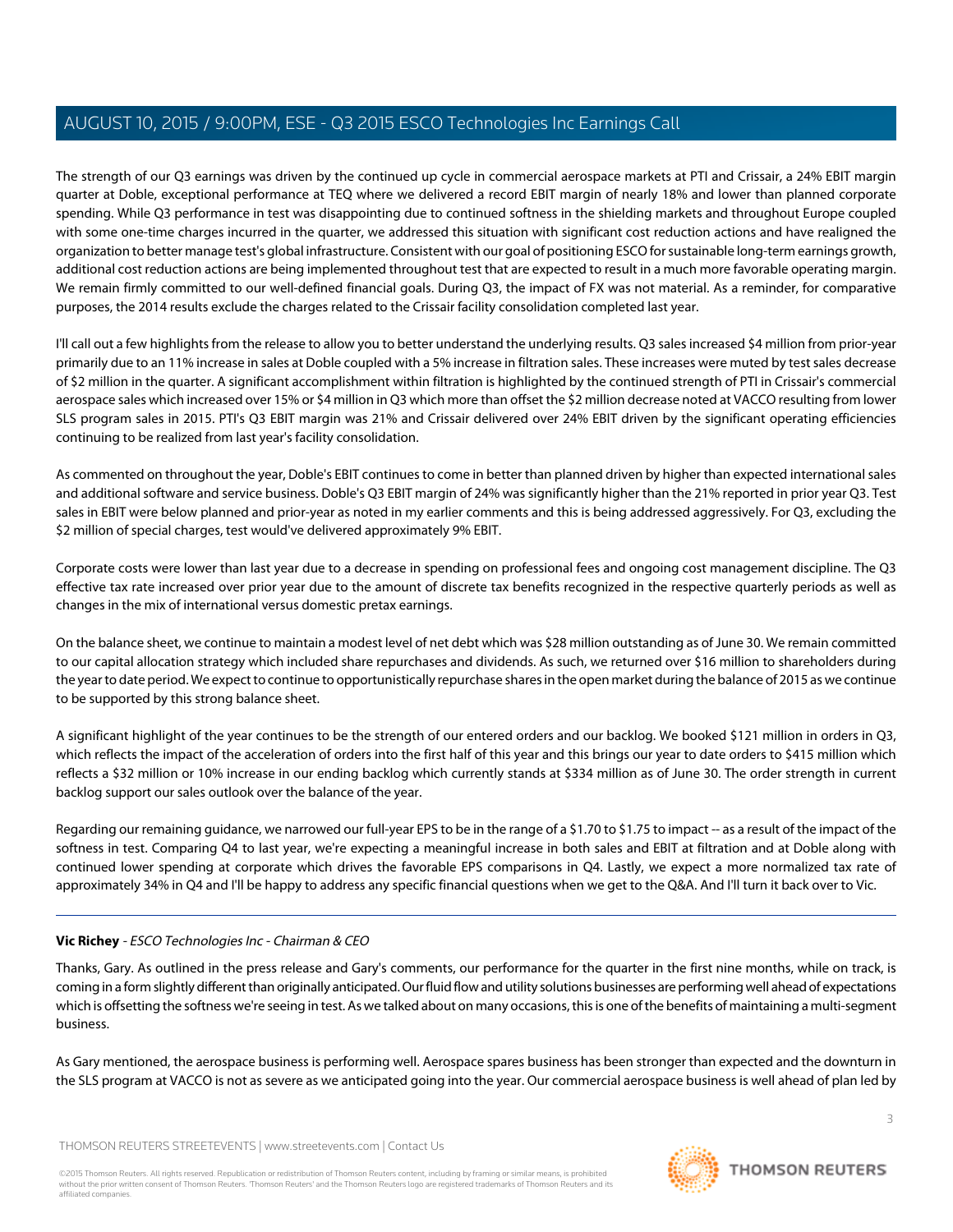The strength of our Q3 earnings was driven by the continued up cycle in commercial aerospace markets at PTI and Crissair, a 24% EBIT margin quarter at Doble, exceptional performance at TEQ where we delivered a record EBIT margin of nearly 18% and lower than planned corporate spending. While Q3 performance in test was disappointing due to continued softness in the shielding markets and throughout Europe coupled with some one-time charges incurred in the quarter, we addressed this situation with significant cost reduction actions and have realigned the organization to better manage test's global infrastructure. Consistent with our goal of positioning ESCO for sustainable long-term earnings growth, additional cost reduction actions are being implemented throughout test that are expected to result in a much more favorable operating margin. We remain firmly committed to our well-defined financial goals. During Q3, the impact of FX was not material. As a reminder, for comparative purposes, the 2014 results exclude the charges related to the Crissair facility consolidation completed last year.

I'll call out a few highlights from the release to allow you to better understand the underlying results. Q3 sales increased $4 million from prior-year primarily due to an 11% increase in sales at Doble coupled with a 5% increase in filtration sales. These increases were muted by test sales decrease of $2 million in the quarter. A significant accomplishment within filtration is highlighted by the continued strength of PTI in Crissair's commercial aerospace sales which increased over 15% or $4 million in Q3 which more than offset the $2 million decrease noted at VACCO resulting from lower SLS program sales in 2015. PTI's Q3 EBIT margin was 21% and Crissair delivered over 24% EBIT driven by the significant operating efficiencies continuing to be realized from last year's facility consolidation.

As commented on throughout the year, Doble's EBIT continues to come in better than planned driven by higher than expected international sales and additional software and service business. Doble's Q3 EBIT margin of 24% was significantly higher than the 21% reported in prior year Q3. Test sales in EBIT were below planned and prior-year as noted in my earlier comments and this is being addressed aggressively. For Q3, excluding the $2 million of special charges, test would've delivered approximately 9% EBIT.

Corporate costs were lower than last year due to a decrease in spending on professional fees and ongoing cost management discipline. The Q3 effective tax rate increased over prior year due to the amount of discrete tax benefits recognized in the respective quarterly periods as well as changes in the mix of international versus domestic pretax earnings.

On the balance sheet, we continue to maintain a modest level of net debt which was $28 million outstanding as of June 30. We remain committed to our capital allocation strategy which included share repurchases and dividends. As such, we returned over $16 million to shareholders during the year to date period. We expect to continue to opportunistically repurchase shares in the open market during the balance of 2015 as we continue to be supported by this strong balance sheet.

A significant highlight of the year continues to be the strength of our entered orders and our backlog. We booked $121 million in orders in Q3, which reflects the impact of the acceleration of orders into the first half of this year and this brings our year to date orders to $415 million which reflects a $32 million or 10% increase in our ending backlog which currently stands at $334 million as of June 30. The order strength in current backlog support our sales outlook over the balance of the year.

Regarding our remaining guidance, we narrowed our full-year EPS to be in the range of a $1.70 to $1.75 to impact -- as a result of the impact of the softness in test. Comparing Q4 to last year, we're expecting a meaningful increase in both sales and EBIT at filtration and at Doble along with continued lower spending at corporate which drives the favorable EPS comparisons in Q4. Lastly, we expect a more normalized tax rate of approximately 34% in Q4 and I'll be happy to address any specific financial questions when we get to the Q&A. And I'll turn it back over to Vic.

---

**Vic Richey** - *ESCO Technologies Inc - Chairman & CEO*

Thanks, Gary. As outlined in the press release and Gary's comments, our performance for the quarter in the first nine months, while on track, is coming in a form slightly different than originally anticipated. Our fluid flow and utility solutions businesses are performing well ahead of expectations which is offsetting the softness we're seeing in test. As we talked about on many occasions, this is one of the benefits of maintaining a multi-segment business.

As Gary mentioned, the aerospace business is performing well. Aerospace spares business has been stronger than expected and the downturn in the SLS program at VACCO is not as severe as we anticipated going into the year. Our commercial aerospace business is well ahead of plan led by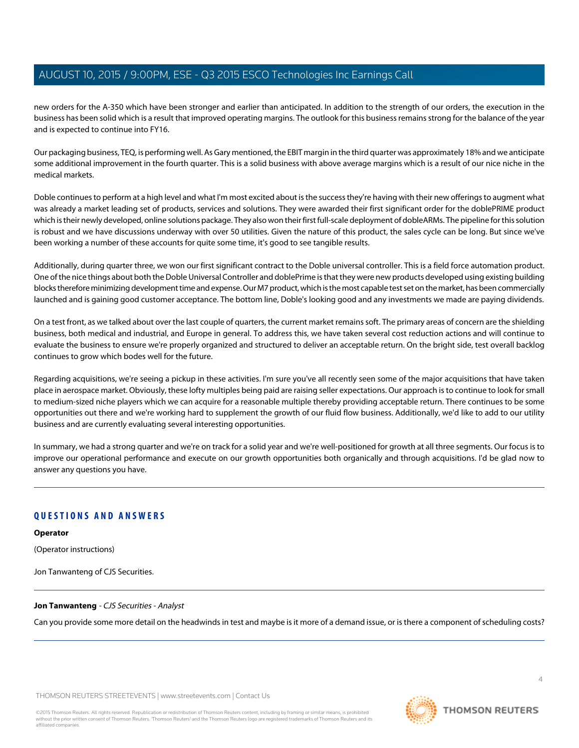new orders for the A-350 which have been stronger and earlier than anticipated. In addition to the strength of our orders, the execution in the business has been solid which is a result that improved operating margins. The outlook for this business remains strong for the balance of the year and is expected to continue into FY16.

Our packaging business, TEQ, is performing well. As Gary mentioned, the EBIT margin in the third quarter was approximately 18% and we anticipate some additional improvement in the fourth quarter. This is a solid business with above average margins which is a result of our nice niche in the medical markets.

Doble continues to perform at a high level and what I'm most excited about is the success they're having with their new offerings to augment what was already a market leading set of products, services and solutions. They were awarded their first significant order for the doblePRIME product which is their newly developed, online solutions package. They also won their first full-scale deployment of dobleARMs. The pipeline for this solution is robust and we have discussions underway with over 50 utilities. Given the nature of this product, the sales cycle can be long. But since we've been working a number of these accounts for quite some time, it's good to see tangible results.

Additionally, during quarter three, we won our first significant contract to the Doble universal controller. This is a field force automation product. One of the nice things about both the Doble Universal Controller and doblePrime is that they were new products developed using existing building blocks therefore minimizing development time and expense. Our M7 product, which is the most capable test set on the market, has been commercially launched and is gaining good customer acceptance. The bottom line, Doble's looking good and any investments we made are paying dividends.

On a test front, as we talked about over the last couple of quarters, the current market remains soft. The primary areas of concern are the shielding business, both medical and industrial, and Europe in general. To address this, we have taken several cost reduction actions and will continue to evaluate the business to ensure we're properly organized and structured to deliver an acceptable return. On the bright side, test overall backlog continues to grow which bodes well for the future.

Regarding acquisitions, we're seeing a pickup in these activities. I'm sure you've all recently seen some of the major acquisitions that have taken place in aerospace market. Obviously, these lofty multiples being paid are raising seller expectations. Our approach is to continue to look for small to medium-sized niche players which we can acquire for a reasonable multiple thereby providing acceptable return. There continues to be some opportunities out there and we're working hard to supplement the growth of our fluid flow business. Additionally, we'd like to add to our utility business and are currently evaluating several interesting opportunities.

In summary, we had a strong quarter and we're on track for a solid year and we're well-positioned for growth at all three segments. Our focus is to improve our operational performance and execute on our growth opportunities both organically and through acquisitions. I'd be glad now to answer any questions you have.

---

## QUESTIONS AND ANSWERS

**Operator**

(Operator instructions)

Jon Tanwanteng of CJS Securities.

---

**Jon Tanwanteng** - *CJS Securities - Analyst*

Can you provide some more detail on the headwinds in test and maybe is it more of a demand issue, or is there a component of scheduling costs?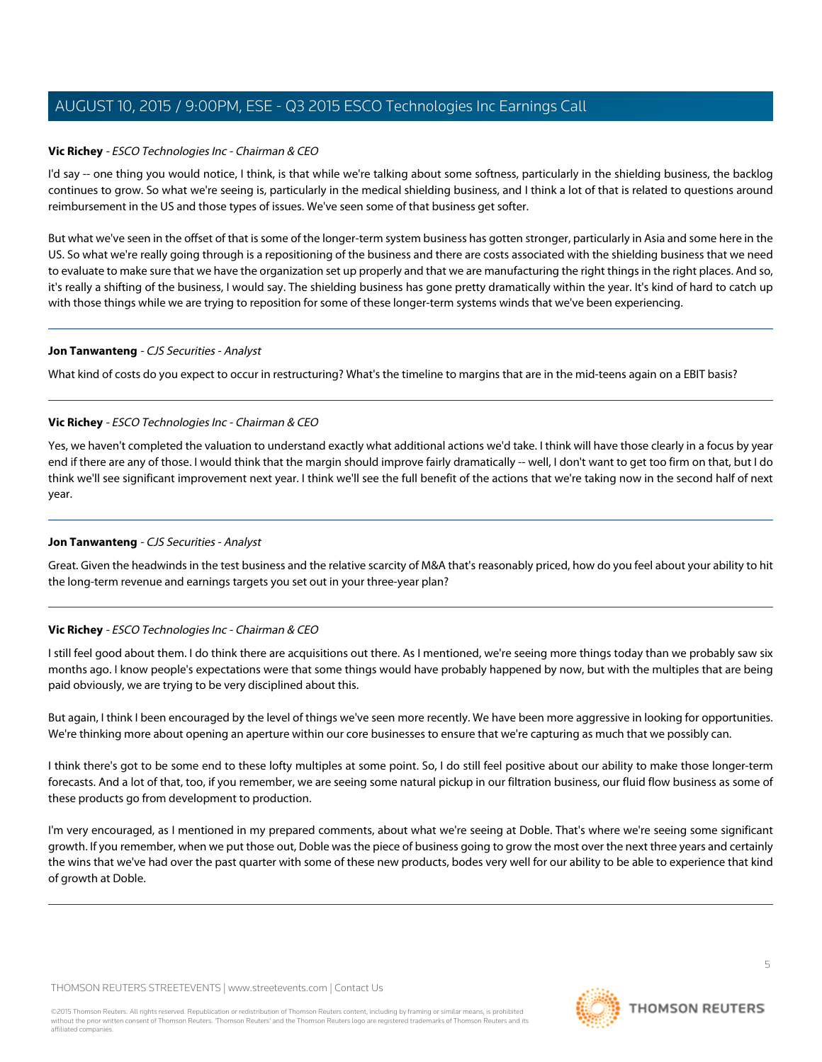**Vic Richey** - *ESCO Technologies Inc - Chairman & CEO*

I'd say -- one thing you would notice, I think, is that while we're talking about some softness, particularly in the shielding business, the backlog continues to grow. So what we're seeing is, particularly in the medical shielding business, and I think a lot of that is related to questions around reimbursement in the US and those types of issues. We've seen some of that business get softer.

But what we've seen in the offset of that is some of the longer-term system business has gotten stronger, particularly in Asia and some here in the US. So what we're really going through is a repositioning of the business and there are costs associated with the shielding business that we need to evaluate to make sure that we have the organization set up properly and that we are manufacturing the right things in the right places. And so, it's really a shifting of the business, I would say. The shielding business has gone pretty dramatically within the year. It's kind of hard to catch up with those things while we are trying to reposition for some of these longer-term systems winds that we've been experiencing.

---

**Jon Tanwanteng** - *CJS Securities - Analyst*

What kind of costs do you expect to occur in restructuring? What's the timeline to margins that are in the mid-teens again on a EBIT basis?

---

**Vic Richey** - *ESCO Technologies Inc - Chairman & CEO*

Yes, we haven't completed the valuation to understand exactly what additional actions we'd take. I think will have those clearly in a focus by year end if there are any of those. I would think that the margin should improve fairly dramatically -- well, I don't want to get too firm on that, but I do think we'll see significant improvement next year. I think we'll see the full benefit of the actions that we're taking now in the second half of next year.

---

**Jon Tanwanteng** - *CJS Securities - Analyst*

Great. Given the headwinds in the test business and the relative scarcity of M&A that's reasonably priced, how do you feel about your ability to hit the long-term revenue and earnings targets you set out in your three-year plan?

---

**Vic Richey** - *ESCO Technologies Inc - Chairman & CEO*

I still feel good about them. I do think there are acquisitions out there. As I mentioned, we're seeing more things today than we probably saw six months ago. I know people's expectations were that some things would have probably happened by now, but with the multiples that are being paid obviously, we are trying to be very disciplined about this.

But again, I think I been encouraged by the level of things we've seen more recently. We have been more aggressive in looking for opportunities. We're thinking more about opening an aperture within our core businesses to ensure that we're capturing as much that we possibly can.

I think there's got to be some end to these lofty multiples at some point. So, I do still feel positive about our ability to make those longer-term forecasts. And a lot of that, too, if you remember, we are seeing some natural pickup in our filtration business, our fluid flow business as some of these products go from development to production.

I'm very encouraged, as I mentioned in my prepared comments, about what we're seeing at Doble. That's where we're seeing some significant growth. If you remember, when we put those out, Doble was the piece of business going to grow the most over the next three years and certainly the wins that we've had over the past quarter with some of these new products, bodes very well for our ability to be able to experience that kind of growth at Doble.

---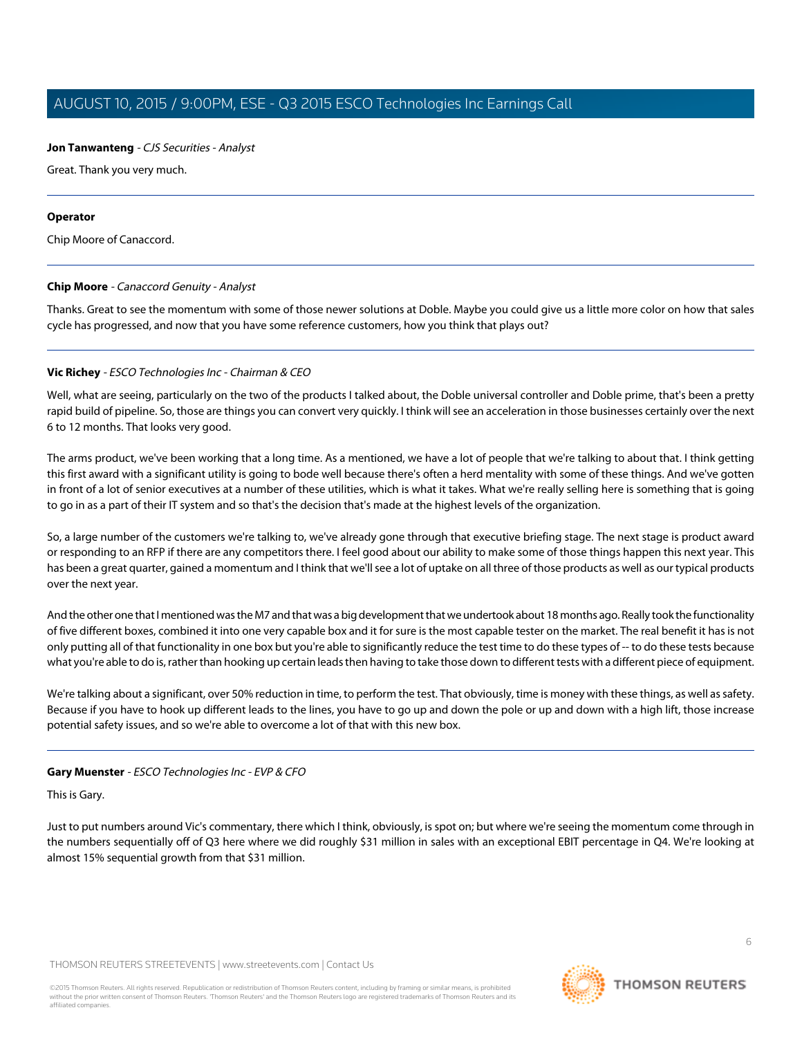**Jon Tanwanteng** - *CJS Securities - Analyst*

Great. Thank you very much.

---

**Operator**

Chip Moore of Canaccord.

---

**Chip Moore** - *Canaccord Genuity - Analyst*

Thanks. Great to see the momentum with some of those newer solutions at Doble. Maybe you could give us a little more color on how that sales cycle has progressed, and now that you have some reference customers, how you think that plays out?

---

**Vic Richey** - *ESCO Technologies Inc - Chairman & CEO*

Well, what are seeing, particularly on the two of the products I talked about, the Doble universal controller and Doble prime, that's been a pretty rapid build of pipeline. So, those are things you can convert very quickly. I think will see an acceleration in those businesses certainly over the next 6 to 12 months. That looks very good.

The arms product, we've been working that a long time. As a mentioned, we have a lot of people that we're talking to about that. I think getting this first award with a significant utility is going to bode well because there's often a herd mentality with some of these things. And we've gotten in front of a lot of senior executives at a number of these utilities, which is what it takes. What we're really selling here is something that is going to go in as a part of their IT system and so that's the decision that's made at the highest levels of the organization.

So, a large number of the customers we're talking to, we've already gone through that executive briefing stage. The next stage is product award or responding to an RFP if there are any competitors there. I feel good about our ability to make some of those things happen this next year. This has been a great quarter, gained a momentum and I think that we'll see a lot of uptake on all three of those products as well as our typical products over the next year.

And the other one that I mentioned was the M7 and that was a big development that we undertook about 18 months ago. Really took the functionality of five different boxes, combined it into one very capable box and it for sure is the most capable tester on the market. The real benefit it has is not only putting all of that functionality in one box but you're able to significantly reduce the test time to do these types of -- to do these tests because what you're able to do is, rather than hooking up certain leads then having to take those down to different tests with a different piece of equipment.

We're talking about a significant, over 50% reduction in time, to perform the test. That obviously, time is money with these things, as well as safety. Because if you have to hook up different leads to the lines, you have to go up and down the pole or up and down with a high lift, those increase potential safety issues, and so we're able to overcome a lot of that with this new box.

---

**Gary Muenster** - *ESCO Technologies Inc - EVP & CFO*

This is Gary.

Just to put numbers around Vic's commentary, there which I think, obviously, is spot on; but where we're seeing the momentum come through in the numbers sequentially off of Q3 here where we did roughly $31 million in sales with an exceptional EBIT percentage in Q4. We're looking at almost 15% sequential growth from that $31 million.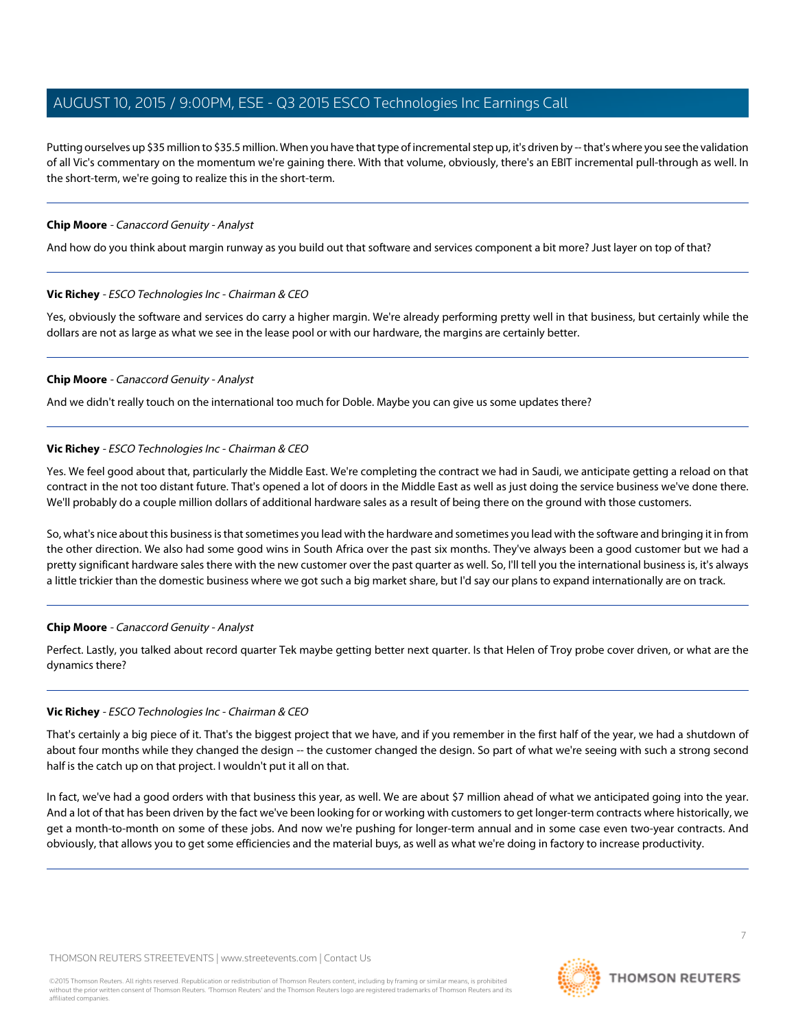Putting ourselves up $35 million to $35.5 million. When you have that type of incremental step up, it's driven by -- that's where you see the validation of all Vic's commentary on the momentum we're gaining there. With that volume, obviously, there's an EBIT incremental pull-through as well. In the short-term, we're going to realize this in the short-term.

---

**Chip Moore** - *Canaccord Genuity - Analyst*

And how do you think about margin runway as you build out that software and services component a bit more? Just layer on top of that?

---

**Vic Richey** - *ESCO Technologies Inc - Chairman & CEO*

Yes, obviously the software and services do carry a higher margin. We're already performing pretty well in that business, but certainly while the dollars are not as large as what we see in the lease pool or with our hardware, the margins are certainly better.

---

**Chip Moore** - *Canaccord Genuity - Analyst*

And we didn't really touch on the international too much for Doble. Maybe you can give us some updates there?

---

**Vic Richey** - *ESCO Technologies Inc - Chairman & CEO*

Yes. We feel good about that, particularly the Middle East. We're completing the contract we had in Saudi, we anticipate getting a reload on that contract in the not too distant future. That's opened a lot of doors in the Middle East as well as just doing the service business we've done there. We'll probably do a couple million dollars of additional hardware sales as a result of being there on the ground with those customers.

So, what's nice about this business is that sometimes you lead with the hardware and sometimes you lead with the software and bringing it in from the other direction. We also had some good wins in South Africa over the past six months. They've always been a good customer but we had a pretty significant hardware sales there with the new customer over the past quarter as well. So, I'll tell you the international business is, it's always a little trickier than the domestic business where we got such a big market share, but I'd say our plans to expand internationally are on track.

---

**Chip Moore** - *Canaccord Genuity - Analyst*

Perfect. Lastly, you talked about record quarter Tek maybe getting better next quarter. Is that Helen of Troy probe cover driven, or what are the dynamics there?

---

**Vic Richey** - *ESCO Technologies Inc - Chairman & CEO*

That's certainly a big piece of it. That's the biggest project that we have, and if you remember in the first half of the year, we had a shutdown of about four months while they changed the design -- the customer changed the design. So part of what we're seeing with such a strong second half is the catch up on that project. I wouldn't put it all on that.

In fact, we've had a good orders with that business this year, as well. We are about $7 million ahead of what we anticipated going into the year. And a lot of that has been driven by the fact we've been looking for or working with customers to get longer-term contracts where historically, we get a month-to-month on some of these jobs. And now we're pushing for longer-term annual and in some case even two-year contracts. And obviously, that allows you to get some efficiencies and the material buys, as well as what we're doing in factory to increase productivity.

---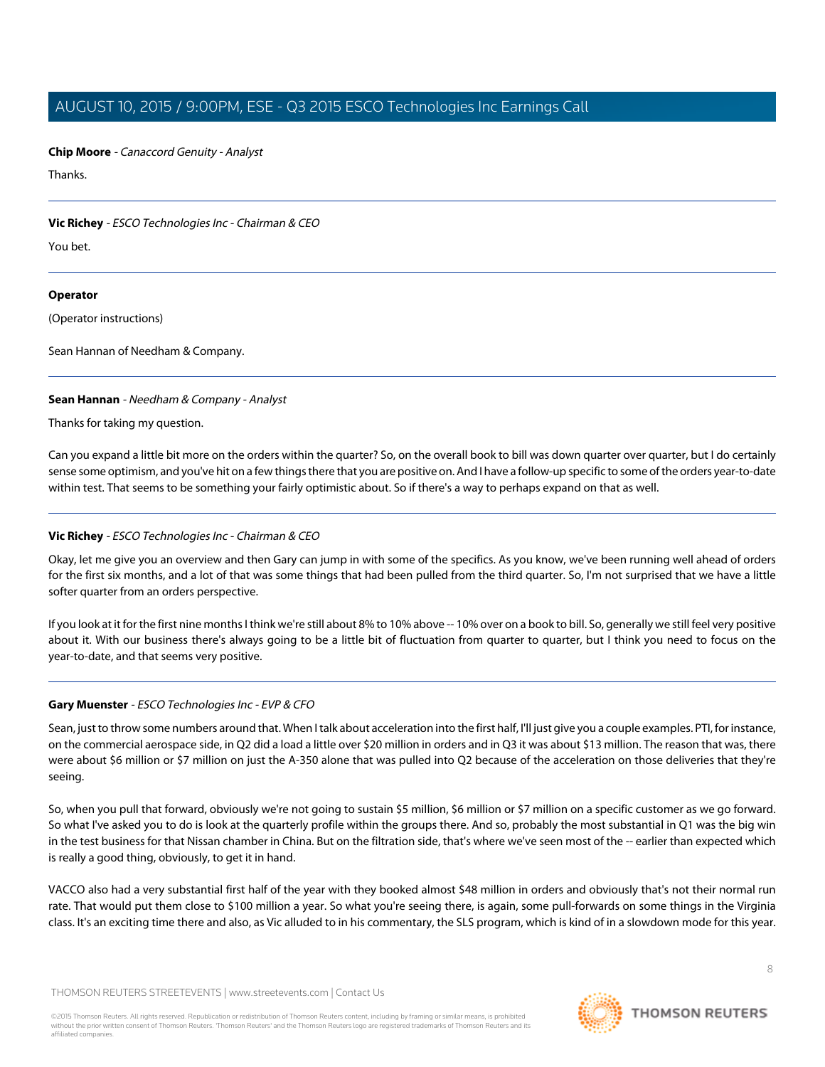**Chip Moore** - *Canaccord Genuity - Analyst*

Thanks.

---

**Vic Richey** - *ESCO Technologies Inc - Chairman & CEO*

You bet.

---

**Operator**

(Operator instructions)

Sean Hannan of Needham & Company.

---

**Sean Hannan** - *Needham & Company - Analyst*

Thanks for taking my question.

Can you expand a little bit more on the orders within the quarter? So, on the overall book to bill was down quarter over quarter, but I do certainly sense some optimism, and you've hit on a few things there that you are positive on. And I have a follow-up specific to some of the orders year-to-date within test. That seems to be something your fairly optimistic about. So if there's a way to perhaps expand on that as well.

---

**Vic Richey** - *ESCO Technologies Inc - Chairman & CEO*

Okay, let me give you an overview and then Gary can jump in with some of the specifics. As you know, we've been running well ahead of orders for the first six months, and a lot of that was some things that had been pulled from the third quarter. So, I'm not surprised that we have a little softer quarter from an orders perspective.

If you look at it for the first nine months I think we're still about 8% to 10% above -- 10% over on a book to bill. So, generally we still feel very positive about it. With our business there's always going to be a little bit of fluctuation from quarter to quarter, but I think you need to focus on the year-to-date, and that seems very positive.

---

**Gary Muenster** - *ESCO Technologies Inc - EVP & CFO*

Sean, just to throw some numbers around that. When I talk about acceleration into the first half, I'll just give you a couple examples. PTI, for instance, on the commercial aerospace side, in Q2 did a load a little over $20 million in orders and in Q3 it was about $13 million. The reason that was, there were about $6 million or $7 million on just the A-350 alone that was pulled into Q2 because of the acceleration on those deliveries that they're seeing.

So, when you pull that forward, obviously we're not going to sustain $5 million, $6 million or $7 million on a specific customer as we go forward. So what I've asked you to do is look at the quarterly profile within the groups there. And so, probably the most substantial in Q1 was the big win in the test business for that Nissan chamber in China. But on the filtration side, that's where we've seen most of the -- earlier than expected which is really a good thing, obviously, to get it in hand.

VACCO also had a very substantial first half of the year with they booked almost $48 million in orders and obviously that's not their normal run rate. That would put them close to $100 million a year. So what you're seeing there, is again, some pull-forwards on some things in the Virginia class. It's an exciting time there and also, as Vic alluded to in his commentary, the SLS program, which is kind of in a slowdown mode for this year.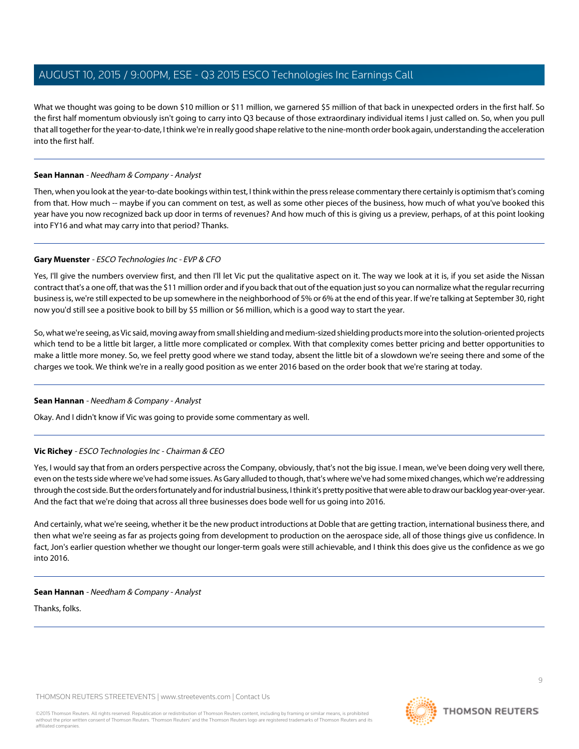What we thought was going to be down $10 million or $11 million, we garnered $5 million of that back in unexpected orders in the first half. So the first half momentum obviously isn't going to carry into Q3 because of those extraordinary individual items I just called on. So, when you pull that all together for the year-to-date, I think we're in really good shape relative to the nine-month order book again, understanding the acceleration into the first half.

---

**Sean Hannan** - *Needham & Company - Analyst*

Then, when you look at the year-to-date bookings within test, I think within the press release commentary there certainly is optimism that's coming from that. How much -- maybe if you can comment on test, as well as some other pieces of the business, how much of what you've booked this year have you now recognized back up door in terms of revenues? And how much of this is giving us a preview, perhaps, of at this point looking into FY16 and what may carry into that period? Thanks.

---

**Gary Muenster** - *ESCO Technologies Inc - EVP & CFO*

Yes, I'll give the numbers overview first, and then I'll let Vic put the qualitative aspect on it. The way we look at it is, if you set aside the Nissan contract that's a one off, that was the $11 million order and if you back that out of the equation just so you can normalize what the regular recurring business is, we're still expected to be up somewhere in the neighborhood of 5% or 6% at the end of this year. If we're talking at September 30, right now you'd still see a positive book to bill by $5 million or $6 million, which is a good way to start the year.

So, what we're seeing, as Vic said, moving away from small shielding and medium-sized shielding products more into the solution-oriented projects which tend to be a little bit larger, a little more complicated or complex. With that complexity comes better pricing and better opportunities to make a little more money. So, we feel pretty good where we stand today, absent the little bit of a slowdown we're seeing there and some of the charges we took. We think we're in a really good position as we enter 2016 based on the order book that we're staring at today.

---

**Sean Hannan** - *Needham & Company - Analyst*

Okay. And I didn't know if Vic was going to provide some commentary as well.

---

**Vic Richey** - *ESCO Technologies Inc - Chairman & CEO*

Yes, I would say that from an orders perspective across the Company, obviously, that's not the big issue. I mean, we've been doing very well there, even on the tests side where we've had some issues. As Gary alluded to though, that's where we've had some mixed changes, which we're addressing through the cost side. But the orders fortunately and for industrial business, I think it's pretty positive that were able to draw our backlog year-over-year. And the fact that we're doing that across all three businesses does bode well for us going into 2016.

And certainly, what we're seeing, whether it be the new product introductions at Doble that are getting traction, international business there, and then what we're seeing as far as projects going from development to production on the aerospace side, all of those things give us confidence. In fact, Jon's earlier question whether we thought our longer-term goals were still achievable, and I think this does give us the confidence as we go into 2016.

---

**Sean Hannan** - *Needham & Company - Analyst*

Thanks, folks.

---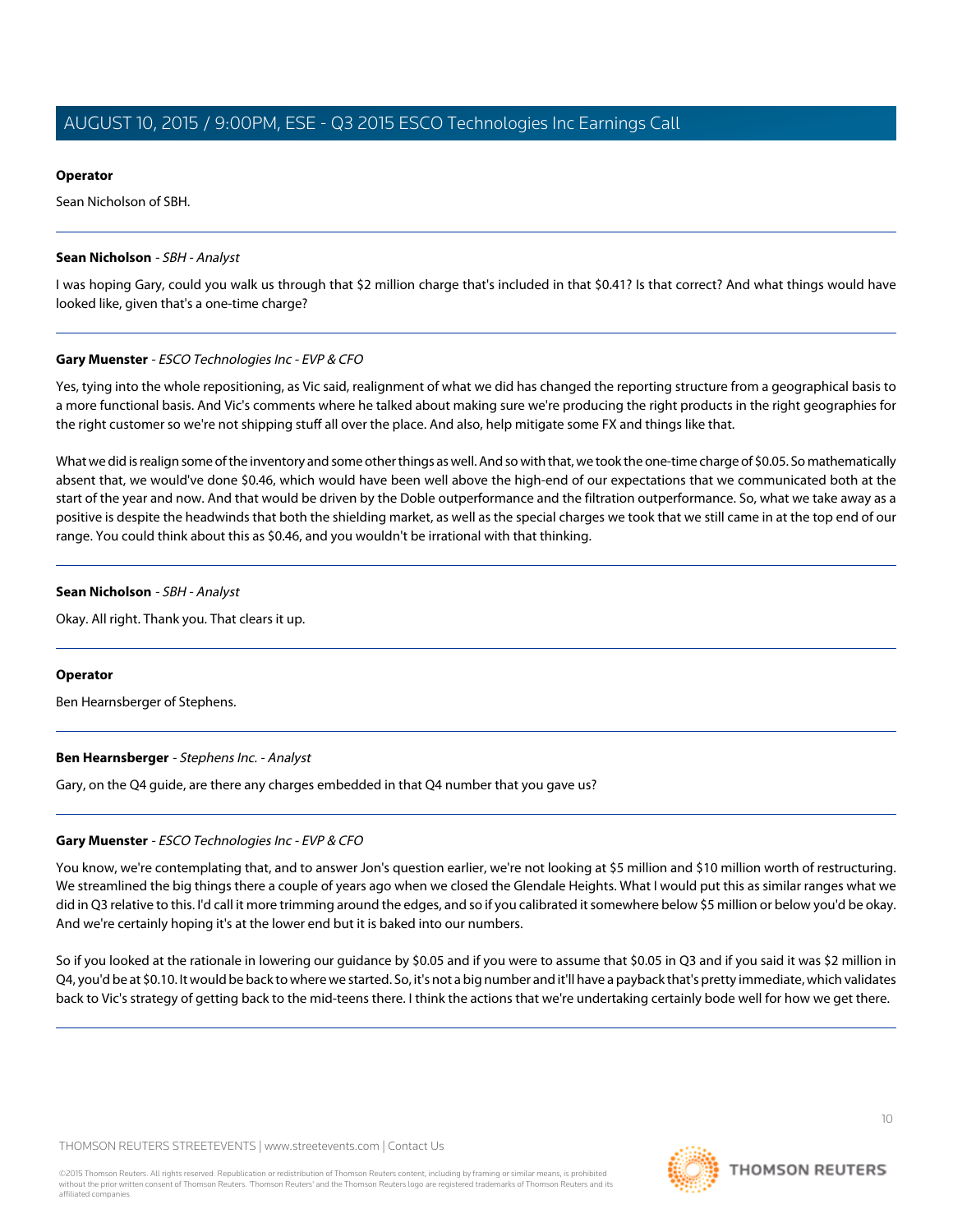**Operator**

Sean Nicholson of SBH.

---

**Sean Nicholson** - *SBH - Analyst*

I was hoping Gary, could you walk us through that $2 million charge that's included in that $0.41? Is that correct? And what things would have looked like, given that's a one-time charge?

---

**Gary Muenster** - *ESCO Technologies Inc - EVP & CFO*

Yes, tying into the whole repositioning, as Vic said, realignment of what we did has changed the reporting structure from a geographical basis to a more functional basis. And Vic's comments where he talked about making sure we're producing the right products in the right geographies for the right customer so we're not shipping stuff all over the place. And also, help mitigate some FX and things like that.

What we did is realign some of the inventory and some other things as well. And so with that, we took the one-time charge of $0.05. So mathematically absent that, we would've done $0.46, which would have been well above the high-end of our expectations that we communicated both at the start of the year and now. And that would be driven by the Doble outperformance and the filtration outperformance. So, what we take away as a positive is despite the headwinds that both the shielding market, as well as the special charges we took that we still came in at the top end of our range. You could think about this as $0.46, and you wouldn't be irrational with that thinking.

---

**Sean Nicholson** - *SBH - Analyst*

Okay. All right. Thank you. That clears it up.

---

**Operator**

Ben Hearnsberger of Stephens.

---

**Ben Hearnsberger** - *Stephens Inc. - Analyst*

Gary, on the Q4 guide, are there any charges embedded in that Q4 number that you gave us?

---

**Gary Muenster** - *ESCO Technologies Inc - EVP & CFO*

You know, we're contemplating that, and to answer Jon's question earlier, we're not looking at $5 million and $10 million worth of restructuring. We streamlined the big things there a couple of years ago when we closed the Glendale Heights. What I would put this as similar ranges what we did in Q3 relative to this. I'd call it more trimming around the edges, and so if you calibrated it somewhere below $5 million or below you'd be okay. And we're certainly hoping it's at the lower end but it is baked into our numbers.

So if you looked at the rationale in lowering our guidance by $0.05 and if you were to assume that $0.05 in Q3 and if you said it was $2 million in Q4, you'd be at $0.10. It would be back to where we started. So, it's not a big number and it'll have a payback that's pretty immediate, which validates back to Vic's strategy of getting back to the mid-teens there. I think the actions that we're undertaking certainly bode well for how we get there.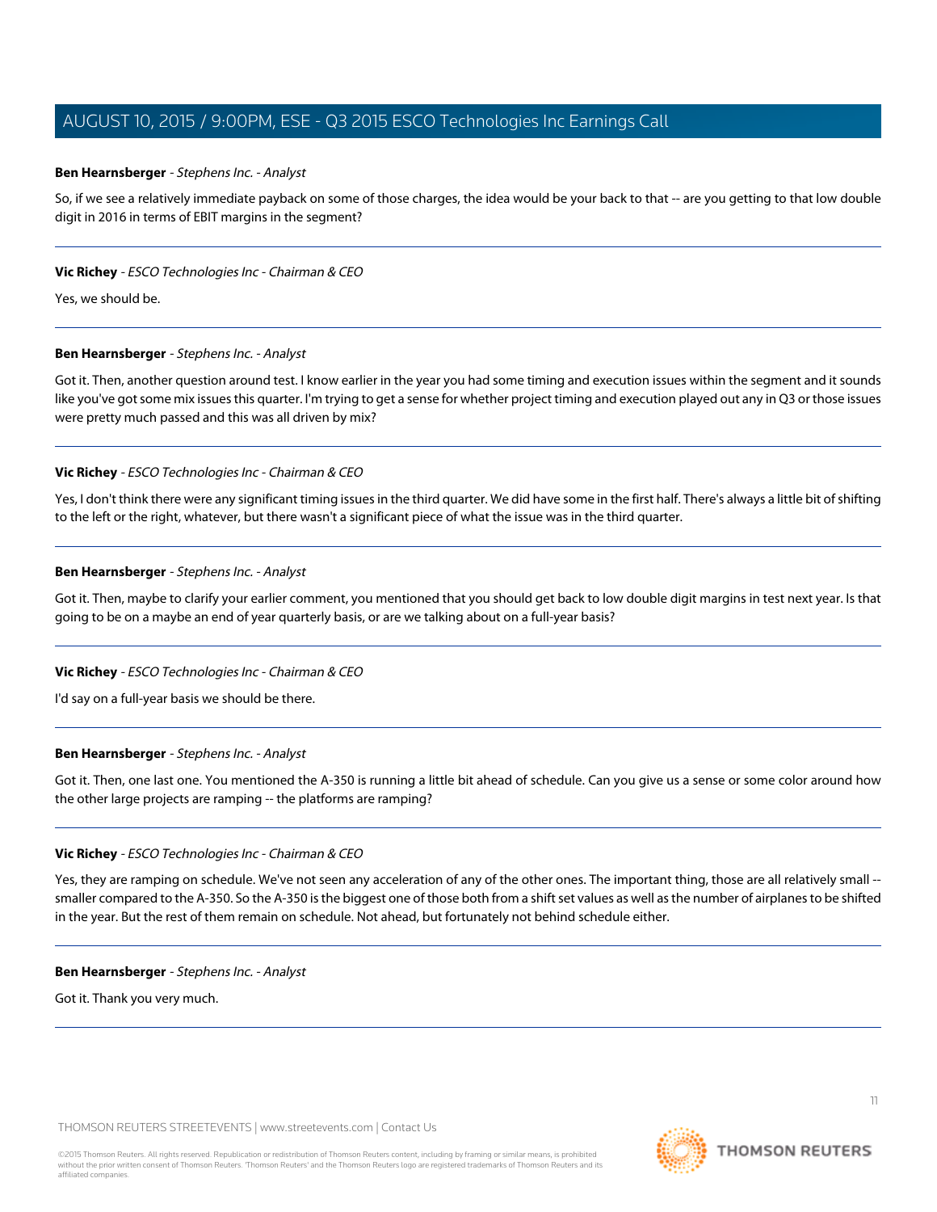**Ben Hearnsberger** - *Stephens Inc. - Analyst*

So, if we see a relatively immediate payback on some of those charges, the idea would be your back to that -- are you getting to that low double digit in 2016 in terms of EBIT margins in the segment?

---

**Vic Richey** - *ESCO Technologies Inc - Chairman & CEO*

Yes, we should be.

---

**Ben Hearnsberger** - *Stephens Inc. - Analyst*

Got it. Then, another question around test. I know earlier in the year you had some timing and execution issues within the segment and it sounds like you've got some mix issues this quarter. I'm trying to get a sense for whether project timing and execution played out any in Q3 or those issues were pretty much passed and this was all driven by mix?

---

**Vic Richey** - *ESCO Technologies Inc - Chairman & CEO*

Yes, I don't think there were any significant timing issues in the third quarter. We did have some in the first half. There's always a little bit of shifting to the left or the right, whatever, but there wasn't a significant piece of what the issue was in the third quarter.

---

**Ben Hearnsberger** - *Stephens Inc. - Analyst*

Got it. Then, maybe to clarify your earlier comment, you mentioned that you should get back to low double digit margins in test next year. Is that going to be on a maybe an end of year quarterly basis, or are we talking about on a full-year basis?

---

**Vic Richey** - *ESCO Technologies Inc - Chairman & CEO*

I'd say on a full-year basis we should be there.

---

**Ben Hearnsberger** - *Stephens Inc. - Analyst*

Got it. Then, one last one. You mentioned the A-350 is running a little bit ahead of schedule. Can you give us a sense or some color around how the other large projects are ramping -- the platforms are ramping?

---

**Vic Richey** - *ESCO Technologies Inc - Chairman & CEO*

Yes, they are ramping on schedule. We've not seen any acceleration of any of the other ones. The important thing, those are all relatively small -- smaller compared to the A-350. So the A-350 is the biggest one of those both from a shift set values as well as the number of airplanes to be shifted in the year. But the rest of them remain on schedule. Not ahead, but fortunately not behind schedule either.

---

**Ben Hearnsberger** - *Stephens Inc. - Analyst*

Got it. Thank you very much.

---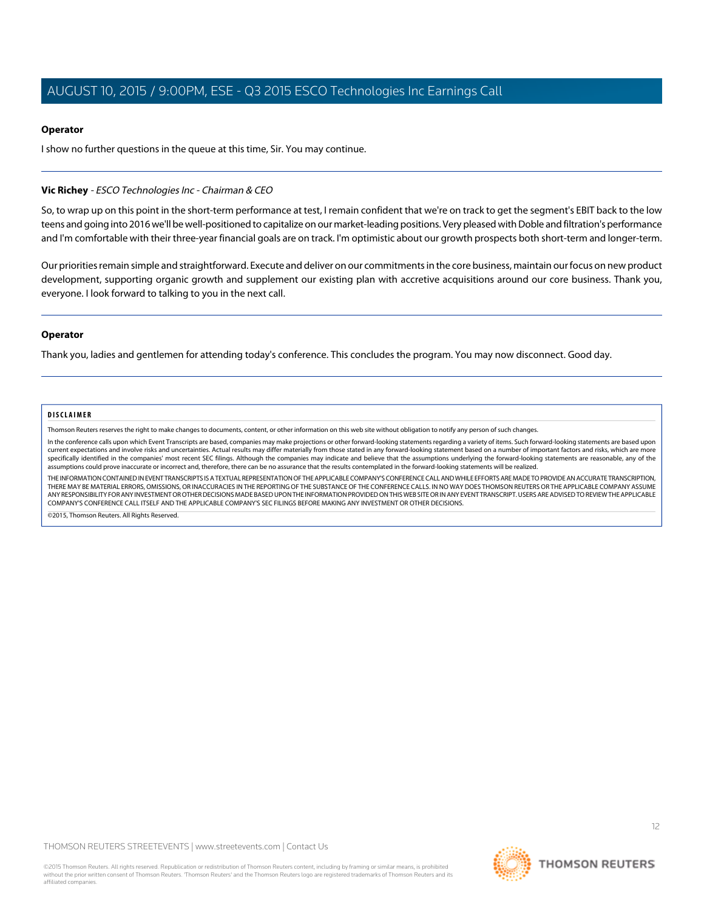**Operator**

I show no further questions in the queue at this time, Sir. You may continue.

---

**Vic Richey** - *ESCO Technologies Inc - Chairman & CEO*

So, to wrap up on this point in the short-term performance at test, I remain confident that we're on track to get the segment's EBIT back to the low teens and going into 2016 we'll be well-positioned to capitalize on our market-leading positions. Very pleased with Doble and filtration's performance and I'm comfortable with their three-year financial goals are on track. I'm optimistic about our growth prospects both short-term and longer-term.

Our priorities remain simple and straightforward. Execute and deliver on our commitments in the core business, maintain our focus on new product development, supporting organic growth and supplement our existing plan with accretive acquisitions around our core business. Thank you, everyone. I look forward to talking to you in the next call.

---

**Operator**

Thank you, ladies and gentlemen for attending today's conference. This concludes the program. You may now disconnect. Good day.

---

**DISCLAIMER**

Thomson Reuters reserves the right to make changes to documents, content, or other information on this web site without obligation to notify any person of such changes.

In the conference calls upon which Event Transcripts are based, companies may make projections or other forward-looking statements regarding a variety of items. Such forward-looking statements are based upon current expectations and involve risks and uncertainties. Actual results may differ materially from those stated in any forward-looking statement based on a number of important factors and risks, which are more specifically identified in the companies' most recent SEC filings. Although the companies may indicate and believe that the assumptions underlying the forward-looking statements are reasonable, any of the assumptions could prove inaccurate or incorrect and, therefore, there can be no assurance that the results contemplated in the forward-looking statements will be realized.

THE INFORMATION CONTAINED IN EVENT TRANSCRIPTS IS A TEXTUAL REPRESENTATION OF THE APPLICABLE COMPANY'S CONFERENCE CALL AND WHILE EFFORTS ARE MADE TO PROVIDE AN ACCURATE TRANSCRIPTION, THERE MAY BE MATERIAL ERRORS, OMISSIONS, OR INACCURACIES IN THE REPORTING OF THE SUBSTANCE OF THE CONFERENCE CALLS. IN NO WAY DOES THOMSON REUTERS OR THE APPLICABLE COMPANY ASSUME ANY RESPONSIBILITY FOR ANY INVESTMENT OR OTHER DECISIONS MADE BASED UPON THE INFORMATION PROVIDED ON THIS WEB SITE OR IN ANY EVENT TRANSCRIPT. USERS ARE ADVISED TO REVIEW THE APPLICABLE COMPANY'S CONFERENCE CALL ITSELF AND THE APPLICABLE COMPANY'S SEC FILINGS BEFORE MAKING ANY INVESTMENT OR OTHER DECISIONS.

©2015, Thomson Reuters. All Rights Reserved.